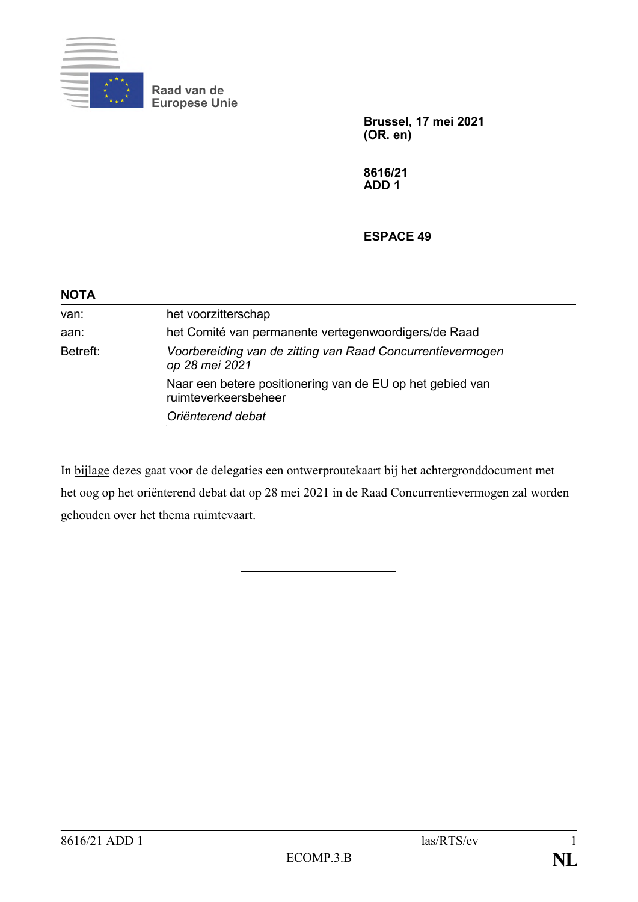Raad van de Europese Unie

**Brussel, 17 mei 2021**
**(OR. en)**

**8616/21**
**ADD 1**

**ESPACE 49**

**NOTA**

| | |
|---|---|
| van: | het voorzitterschap |
| aan: | het Comité van permanente vertegenwoordigers/de Raad |
| Betreft: | *Voorbereiding van de zitting van Raad Concurrentievermogen op 28 mei 2021*<br>Naar een betere positionering van de EU op het gebied van ruimteverkeersbeheer<br>*Oriënterend debat* |

In bijlage dezes gaat voor de delegaties een ontwerproutekaart bij het achtergronddocument met het oog op het oriënterend debat dat op 28 mei 2021 in de Raad Concurrentievermogen zal worden gehouden over het thema ruimtevaart.

---

8616/21 ADD 1 las/RTS/ev
ECOMP.3.B **NL**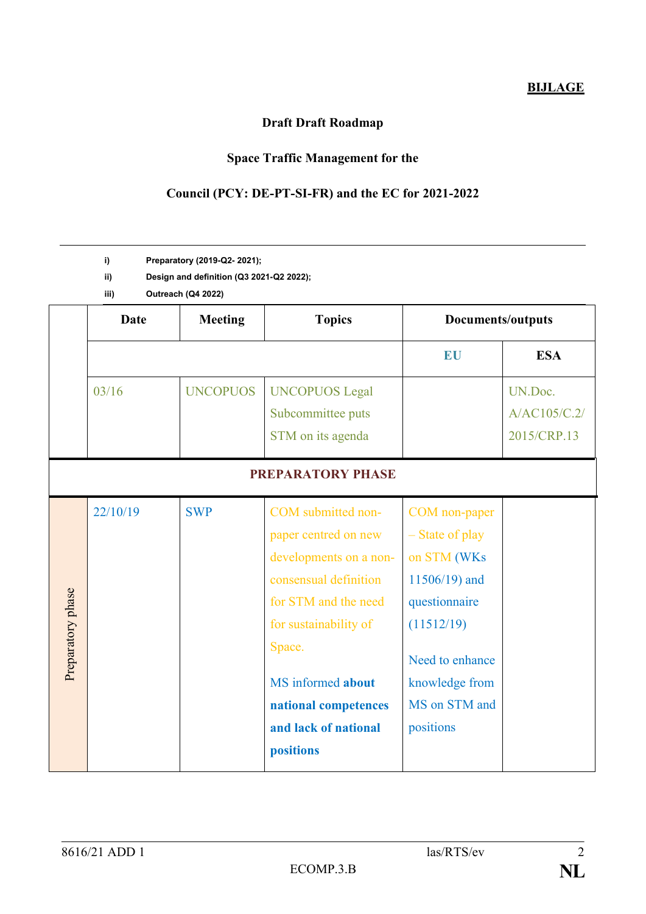**BIJLAGE**

**Draft Draft Roadmap**

**Space Traffic Management for the**

**Council (PCY: DE-PT-SI-FR) and the EC for 2021-2022**

- **i) Preparatory (2019-Q2- 2021);**
- **ii) Design and definition (Q3 2021-Q2 2022);**
- **iii) Outreach (Q4 2022)**

| | Date | Meeting | Topics | Documents/outputs | |
|---|---|---|---|---|---|
| | | | | EU | ESA |
| | 03/16 | UNCOPUOS | UNCOPUOS Legal Subcommittee puts STM on its agenda | | UN.Doc. A/AC105/C.2/ 2015/CRP.13 |
| **PREPARATORY PHASE** | | | | | |
| Preparatory phase | 22/10/19 | SWP | COM submitted non-paper centred on new developments on a non-consensual definition for STM and the need for sustainability of Space.<br><br>MS informed **about national competences and lack of national positions** | COM non-paper – State of play on STM (WKs 11506/19) and questionnaire (11512/19)<br><br>Need to enhance knowledge from MS on STM and positions | |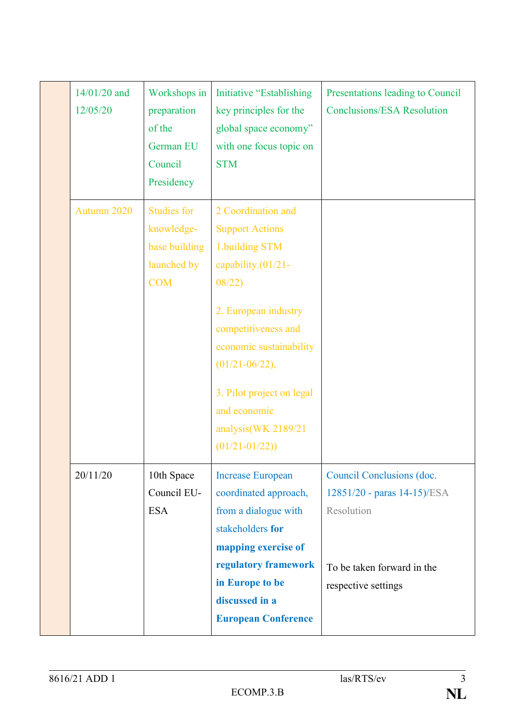| | | | | |
|---|---|---|---|---|
| | 14/01/20 and 12/05/20 | Workshops in preparation of the German EU Council Presidency | Initiative "Establishing key principles for the global space economy" with one focus topic on STM | Presentations leading to Council Conclusions/ESA Resolution |
| | Autumn 2020 | Studies for knowledge-base building launched by COM | 2 Coordination and Support Actions 1.building STM capability.(01/21-08/22)<br><br>2. European industry competitiveness and economic sustainability (01/21-06/22),<br><br>3. Pilot project on legal and economic analysis(WK 2189/21 (01/21-01/22)) | |
| | 20/11/20 | 10th Space Council EU-ESA | Increase European coordinated approach, from a dialogue with stakeholders **for mapping exercise of regulatory framework in Europe to be discussed in a European Conference** | Council Conclusions (doc. 12851/20 - paras 14-15)/ESA Resolution<br><br>To be taken forward in the respective settings |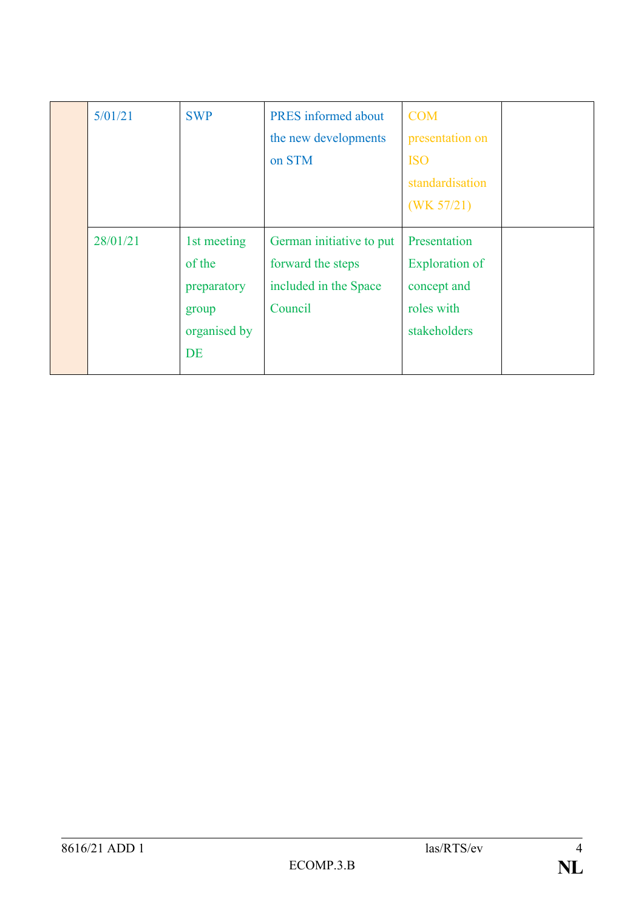| | | | | | |
|---|---|---|---|---|---|
| | 5/01/21 | SWP | PRES informed about the new developments on STM | COM presentation on ISO standardisation (WK 57/21) | |
| | 28/01/21 | 1st meeting of the preparatory group organised by DE | German initiative to put forward the steps included in the Space Council | Presentation Exploration of concept and roles with stakeholders | |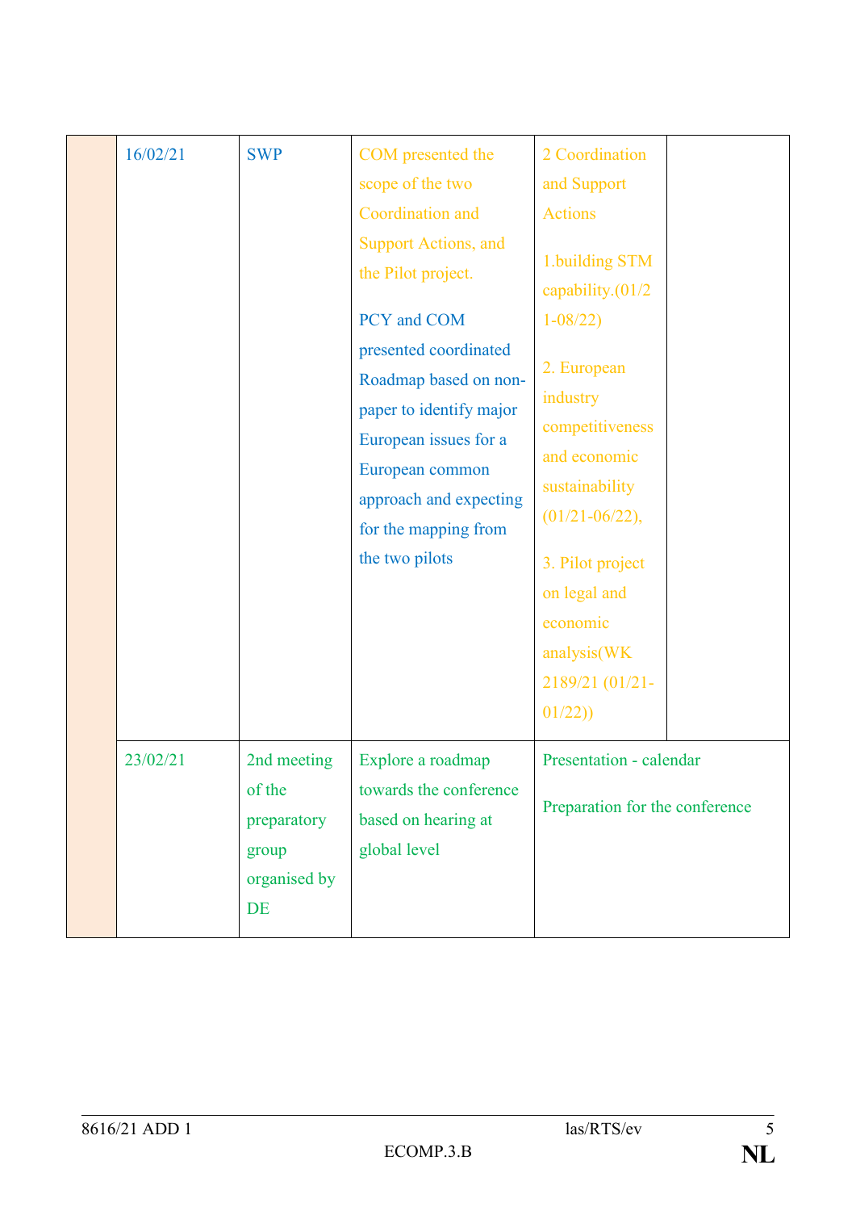| | | | | | |
|---|---|---|---|---|---|
| | 16/02/21 | SWP | COM presented the scope of the two Coordination and Support Actions, and the Pilot project.<br><br>PCY and COM presented coordinated Roadmap based on non-paper to identify major European issues for a European common approach and expecting for the mapping from the two pilots | 2 Coordination and Support Actions<br><br>1.building STM capability.(01/21-08/22)<br><br>2. European industry competitiveness and economic sustainability (01/21-06/22),<br><br>3. Pilot project on legal and economic analysis(WK 2189/21 (01/21-01/22)) | |
| | 23/02/21 | 2nd meeting of the preparatory group organised by DE | Explore a roadmap towards the conference based on hearing at global level | Presentation - calendar<br><br>Preparation for the conference | |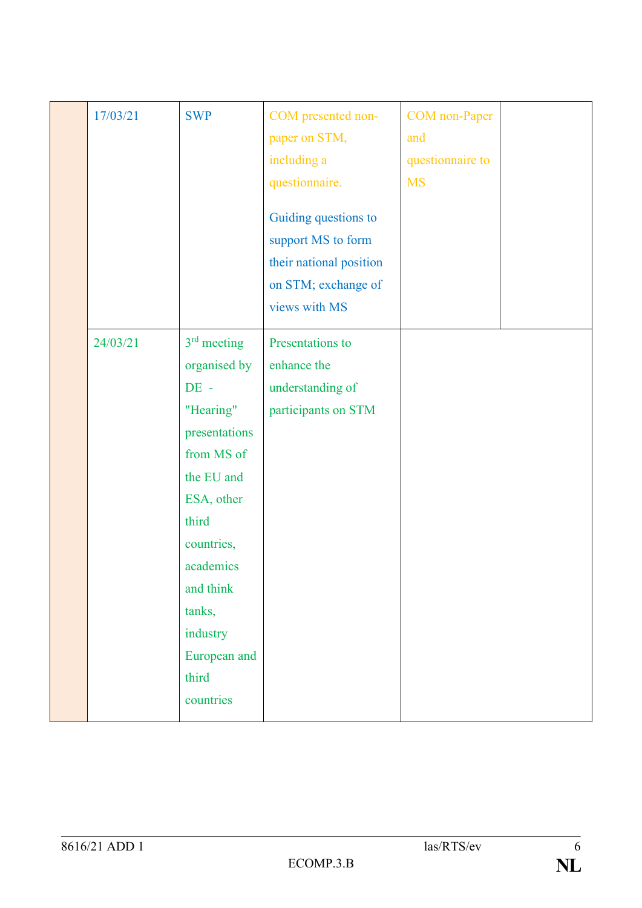| | | | | | |
|---|---|---|---|---|---|
| | 17/03/21 | SWP | COM presented non-paper on STM, including a questionnaire.<br><br>Guiding questions to support MS to form their national position on STM; exchange of views with MS | COM non-Paper and questionnaire to MS | |
| | 24/03/21 | 3rd meeting organised by DE - "Hearing" presentations from MS of the EU and ESA, other third countries, academics and think tanks, industry European and third countries | Presentations to enhance the understanding of participants on STM | | |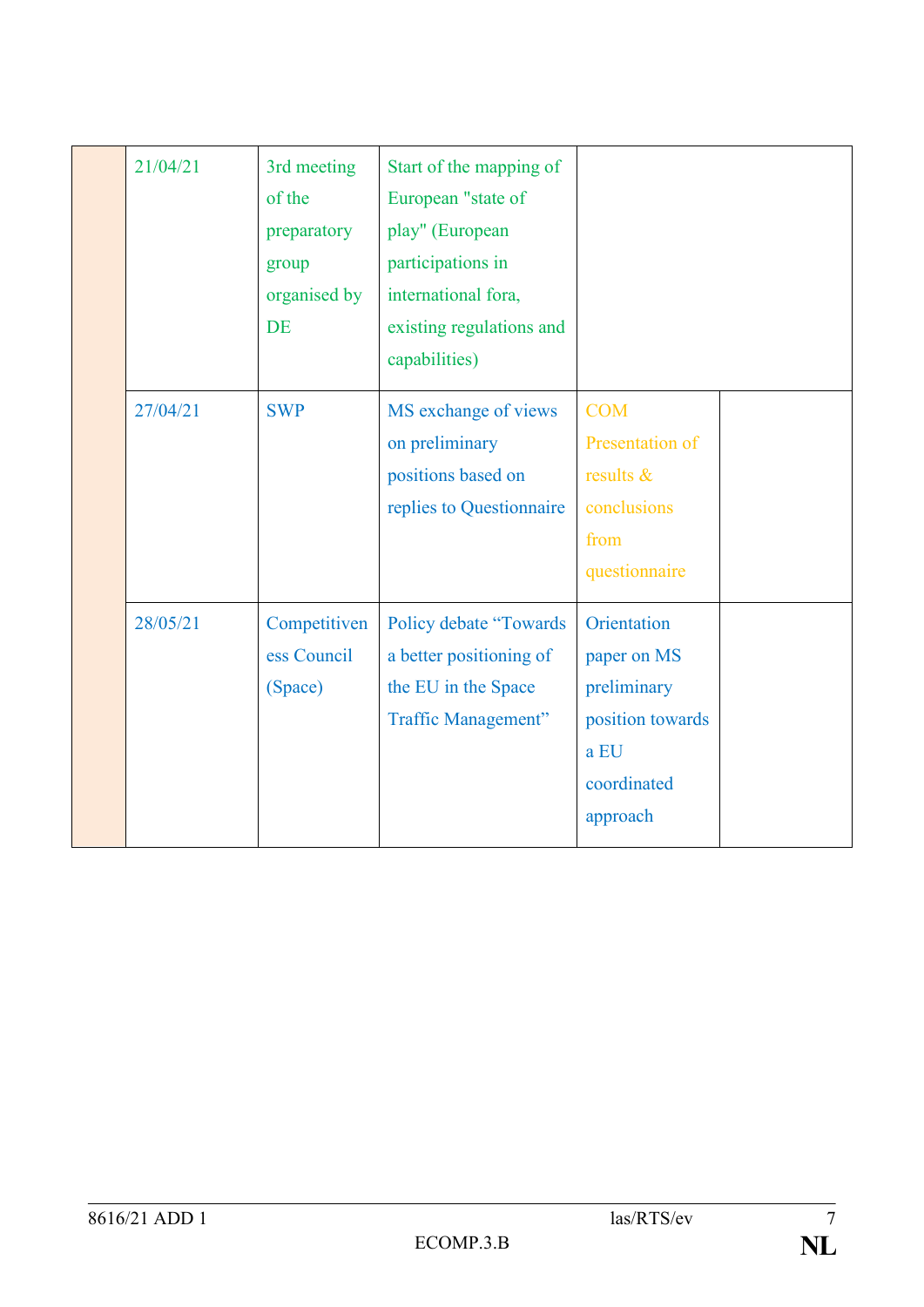| | | | | | |
|---|---|---|---|---|---|
| | 21/04/21 | 3rd meeting of the preparatory group organised by DE | Start of the mapping of European "state of play" (European participations in international fora, existing regulations and capabilities) | | |
| | 27/04/21 | SWP | MS exchange of views on preliminary positions based on replies to Questionnaire | COM Presentation of results & conclusions from questionnaire | |
| | 28/05/21 | Competitiveness Council (Space) | Policy debate “Towards a better positioning of the EU in the Space Traffic Management” | Orientation paper on MS preliminary position towards a EU coordinated approach | |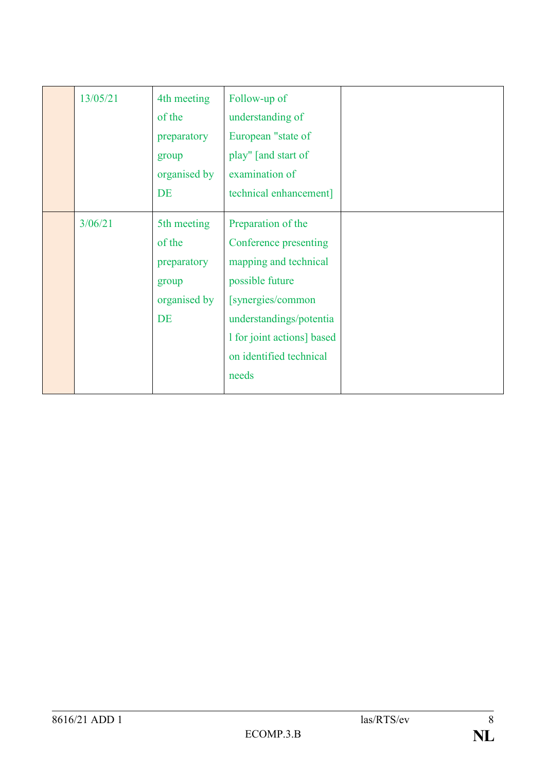| | | | | |
|---|---|---|---|---|
| | 13/05/21 | 4th meeting of the preparatory group organised by DE | Follow-up of understanding of European "state of play" [and start of examination of technical enhancement] | |
| | 3/06/21 | 5th meeting of the preparatory group organised by DE | Preparation of the Conference presenting mapping and technical possible future [synergies/common understandings/potential for joint actions] based on identified technical needs | |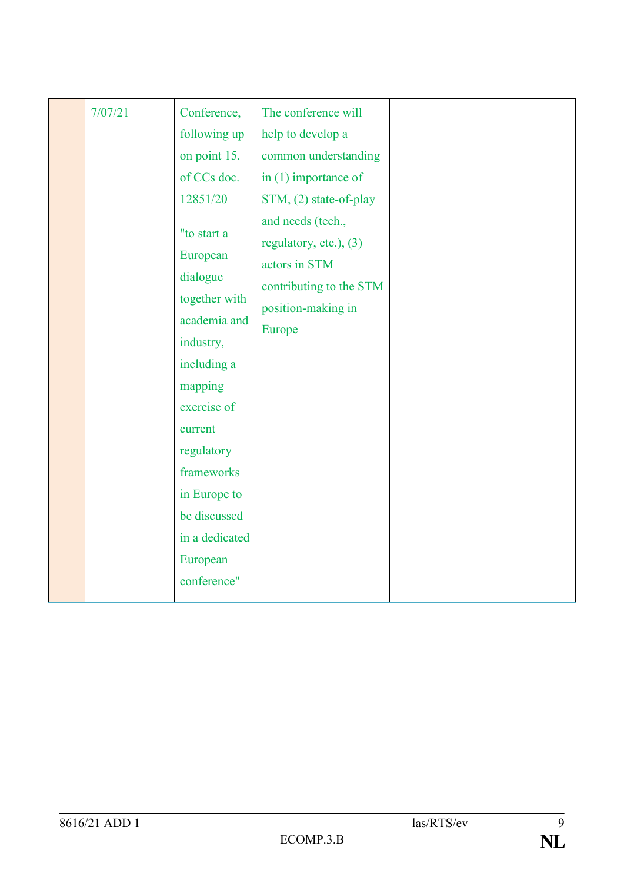| | | | | |
|---|---|---|---|---|
| | 7/07/21 | Conference, following up on point 15. of CCs doc. 12851/20<br><br>"to start a European dialogue together with academia and industry, including a mapping exercise of current regulatory frameworks in Europe to be discussed in a dedicated European conference" | The conference will help to develop a common understanding in (1) importance of STM, (2) state-of-play and needs (tech., regulatory, etc.), (3) actors in STM contributing to the STM position-making in Europe | |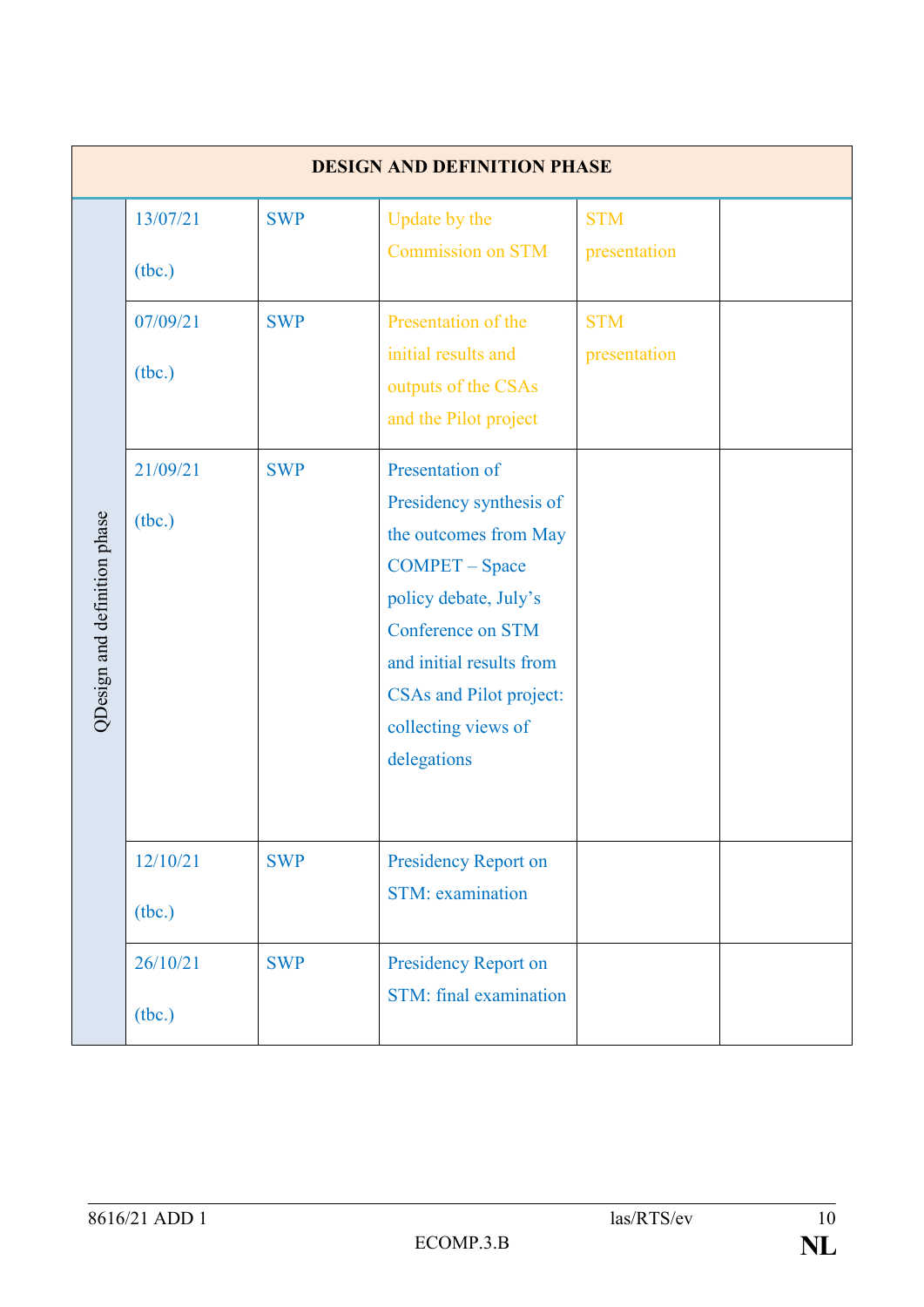| DESIGN AND DEFINITION PHASE | | | | | |
|---|---|---|---|---|---|
| QDesign and definition phase | 13/07/21 (tbc.) | SWP | Update by the Commission on STM | STM presentation | |
| | 07/09/21 (tbc.) | SWP | Presentation of the initial results and outputs of the CSAs and the Pilot project | STM presentation | |
| | 21/09/21 (tbc.) | SWP | Presentation of Presidency synthesis of the outcomes from May COMPET – Space policy debate, July's Conference on STM and initial results from CSAs and Pilot project: collecting views of delegations | | |
| | 12/10/21 (tbc.) | SWP | Presidency Report on STM: examination | | |
| | 26/10/21 (tbc.) | SWP | Presidency Report on STM: final examination | | |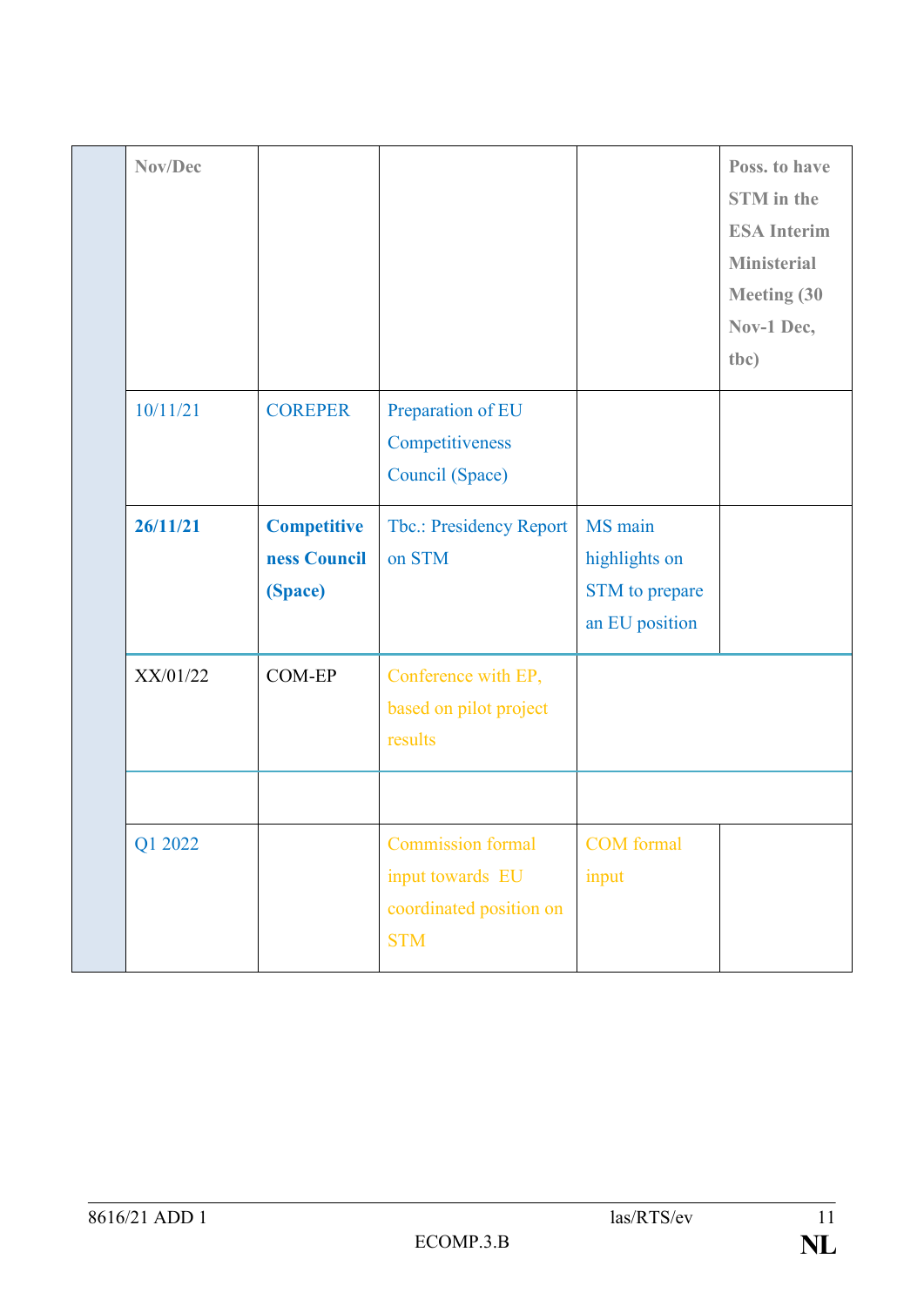| | | | | | |
|---|---|---|---|---|---|
| | Nov/Dec | | | | **Poss. to have STM in the ESA Interim Ministerial Meeting (30 Nov-1 Dec, tbc)** |
| | 10/11/21 | COREPER | Preparation of EU Competitiveness Council (Space) | | |
| | **26/11/21** | **Competitiveness Council (Space)** | Tbc.: Presidency Report on STM | MS main highlights on STM to prepare an EU position | |
| | XX/01/22 | COM-EP | Conference with EP, based on pilot project results | | |
| | | | | | |
| | Q1 2022 | | Commission formal input towards EU coordinated position on STM | COM formal input | |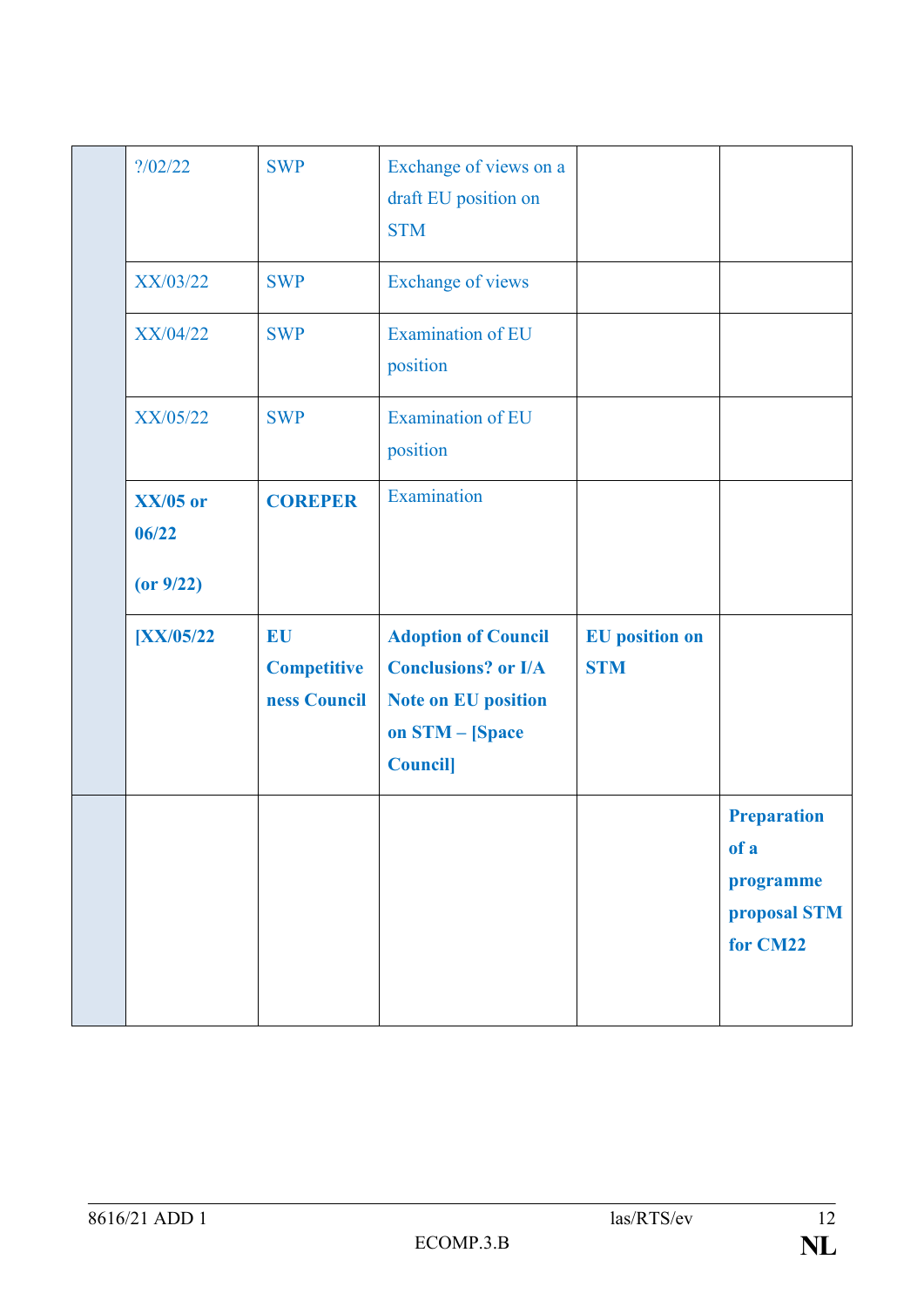| | | | | | |
|---|---|---|---|---|---|
| | ?/02/22 | SWP | Exchange of views on a draft EU position on STM | | |
| | XX/03/22 | SWP | Exchange of views | | |
| | XX/04/22 | SWP | Examination of EU position | | |
| | XX/05/22 | SWP | Examination of EU position | | |
| | **XX/05 or 06/22**<br><br>**(or 9/22)** | **COREPER** | Examination | | |
| | **[XX/05/22** | **EU Competitiveness Council** | **Adoption of Council Conclusions? or I/A Note on EU position on STM – [Space Council]** | **EU position on STM** | |
| | | | | | **Preparation of a programme proposal STM for CM22** |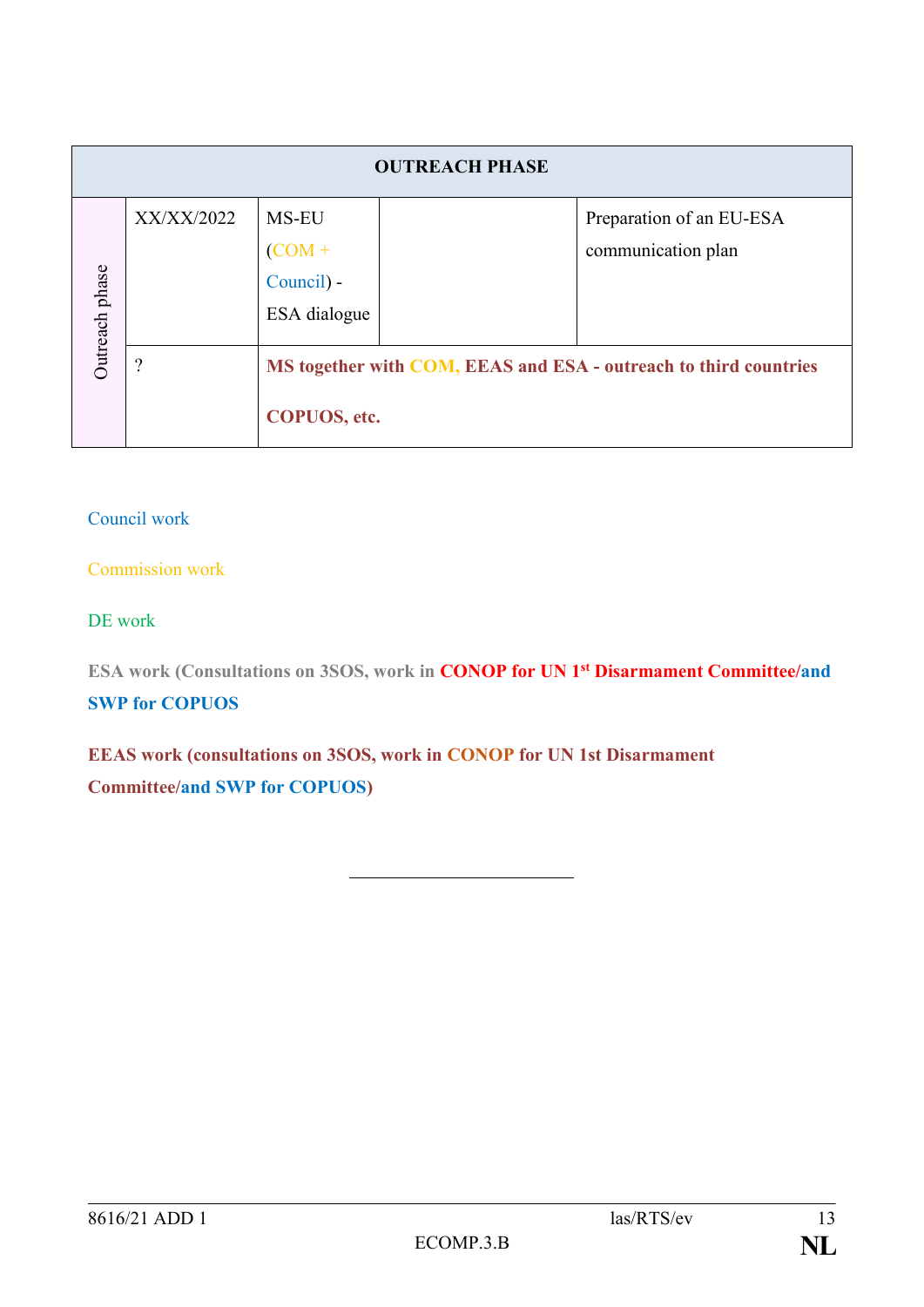| OUTREACH PHASE | | | | |
|---|---|---|---|---|
| Outreach phase | XX/XX/2022 | MS-EU (COM + Council) - ESA dialogue | | Preparation of an EU-ESA communication plan |
| | ? | **MS together with COM, EEAS and ESA - outreach to third countries COPUOS, etc.** | | |

Council work

Commission work

DE work

**ESA work (Consultations on 3SOS, work in CONOP for UN 1st Disarmament Committee/and SWP for COPUOS**

**EEAS work (consultations on 3SOS, work in CONOP for UN 1st Disarmament Committee/and SWP for COPUOS)**